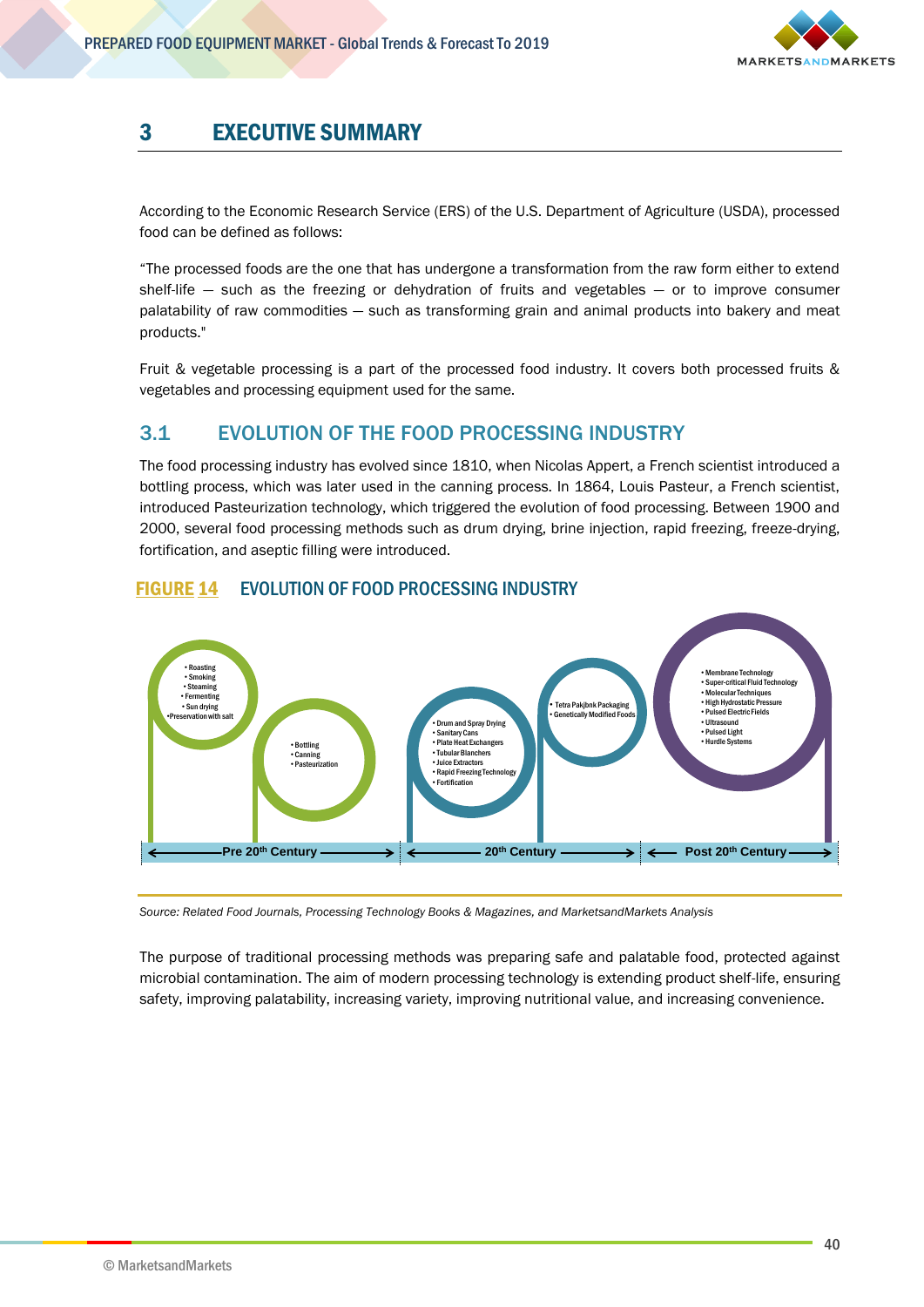# 3 EXECUTIVE SUMMARY

According to the Economic Research Service (ERS) of the U.S. Department of Agriculture (USDA), processed food can be defined as follows:

"The processed foods are the one that has undergone a transformation from the raw form either to extend shelf-life — such as the freezing or dehydration of fruits and vegetables — or to improve consumer palatability of raw commodities — such as transforming grain and animal products into bakery and meat products."

Fruit & vegetable processing is a part of the processed food industry. It covers both processed fruits & vegetables and processing equipment used for the same.

## 3.1 EVOLUTION OF THE FOOD PROCESSING INDUSTRY

The food processing industry has evolved since 1810, when Nicolas Appert, a French scientist introduced a bottling process, which was later used in the canning process. In 1864, Louis Pasteur, a French scientist, introduced Pasteurization technology, which triggered the evolution of food processing. Between 1900 and 2000, several food processing methods such as drum drying, brine injection, rapid freezing, freeze-drying, fortification, and aseptic filling were introduced.

**FIGURE 14 EVOLUTION OF FOOD PROCESSING INDUSTRY**

**Pre 20th Century**

- Roasting
- Smoking
- Steaming
- Fermenting
- Sun drying
- Preservation with salt

- Bottling
- Canning
- Pasteurization

**20th Century**

- Drum and Spray Drying
- Sanitary Cans
- Plate Heat Exchangers
- Tubular Blanchers
- Juice Extractors
- Rapid Freezing Technology
- Fortification

- Tetra Pakjbnk Packaging
- Genetically Modified Foods

**Post 20th Century**

- Membrane Technology
- Super-critical Fluid Technology
- Molecular Techniques
- High Hydrostatic Pressure
- Pulsed Electric Fields
- Ultrasound
- Pulsed Light
- Hurdle Systems

*Source: Related Food Journals, Processing Technology Books & Magazines, and MarketsandMarkets Analysis*

The purpose of traditional processing methods was preparing safe and palatable food, protected against microbial contamination. The aim of modern processing technology is extending product shelf-life, ensuring safety, improving palatability, increasing variety, improving nutritional value, and increasing convenience.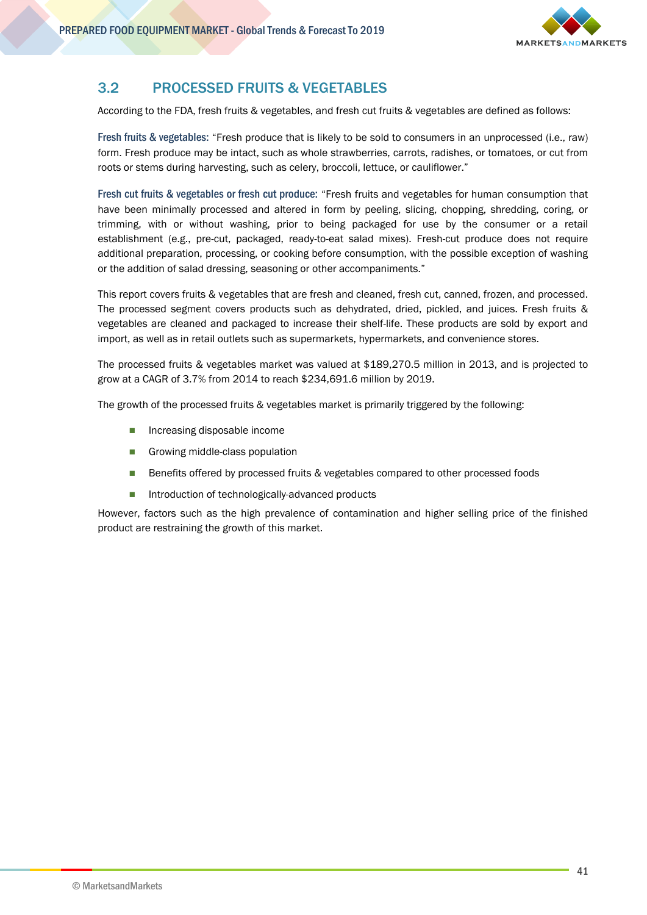## 3.2 PROCESSED FRUITS & VEGETABLES

According to the FDA, fresh fruits & vegetables, and fresh cut fruits & vegetables are defined as follows:

**Fresh fruits & vegetables:** "Fresh produce that is likely to be sold to consumers in an unprocessed (i.e., raw) form. Fresh produce may be intact, such as whole strawberries, carrots, radishes, or tomatoes, or cut from roots or stems during harvesting, such as celery, broccoli, lettuce, or cauliflower."

**Fresh cut fruits & vegetables or fresh cut produce:** "Fresh fruits and vegetables for human consumption that have been minimally processed and altered in form by peeling, slicing, chopping, shredding, coring, or trimming, with or without washing, prior to being packaged for use by the consumer or a retail establishment (e.g., pre-cut, packaged, ready-to-eat salad mixes). Fresh-cut produce does not require additional preparation, processing, or cooking before consumption, with the possible exception of washing or the addition of salad dressing, seasoning or other accompaniments."

This report covers fruits & vegetables that are fresh and cleaned, fresh cut, canned, frozen, and processed. The processed segment covers products such as dehydrated, dried, pickled, and juices. Fresh fruits & vegetables are cleaned and packaged to increase their shelf-life. These products are sold by export and import, as well as in retail outlets such as supermarkets, hypermarkets, and convenience stores.

The processed fruits & vegetables market was valued at $189,270.5 million in 2013, and is projected to grow at a CAGR of 3.7% from 2014 to reach $234,691.6 million by 2019.

The growth of the processed fruits & vegetables market is primarily triggered by the following:

- Increasing disposable income
- Growing middle-class population
- Benefits offered by processed fruits & vegetables compared to other processed foods
- Introduction of technologically-advanced products

However, factors such as the high prevalence of contamination and higher selling price of the finished product are restraining the growth of this market.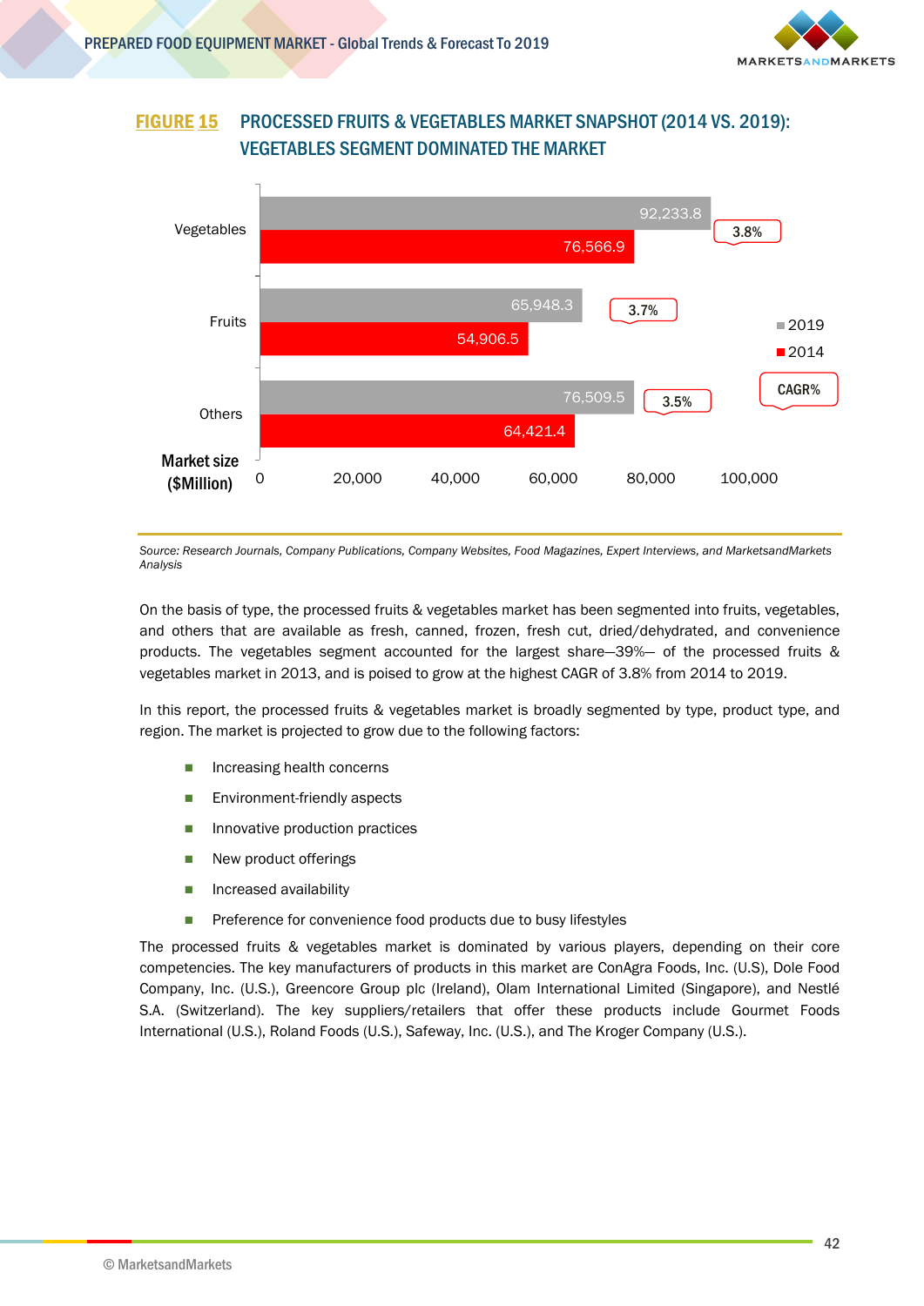**FIGURE 15 PROCESSED FRUITS & VEGETABLES MARKET SNAPSHOT (2014 VS. 2019): VEGETABLES SEGMENT DOMINATED THE MARKET**

| Market size ($Million) | 2014 | 2019 | CAGR% |
|---|---|---|---|
| Vegetables | 76,566.9 | 92,233.8 | 3.8% |
| Fruits | 54,906.5 | 65,948.3 | 3.7% |
| Others | 64,421.4 | 76,509.5 | 3.5% |

*Source: Research Journals, Company Publications, Company Websites, Food Magazines, Expert Interviews, and MarketsandMarkets Analysis*

On the basis of type, the processed fruits & vegetables market has been segmented into fruits, vegetables, and others that are available as fresh, canned, frozen, fresh cut, dried/dehydrated, and convenience products. The vegetables segment accounted for the largest share—39%— of the processed fruits & vegetables market in 2013, and is poised to grow at the highest CAGR of 3.8% from 2014 to 2019.

In this report, the processed fruits & vegetables market is broadly segmented by type, product type, and region. The market is projected to grow due to the following factors:

- Increasing health concerns
- Environment-friendly aspects
- Innovative production practices
- New product offerings
- Increased availability
- Preference for convenience food products due to busy lifestyles

The processed fruits & vegetables market is dominated by various players, depending on their core competencies. The key manufacturers of products in this market are ConAgra Foods, Inc. (U.S), Dole Food Company, Inc. (U.S.), Greencore Group plc (Ireland), Olam International Limited (Singapore), and Nestlé S.A. (Switzerland). The key suppliers/retailers that offer these products include Gourmet Foods International (U.S.), Roland Foods (U.S.), Safeway, Inc. (U.S.), and The Kroger Company (U.S.).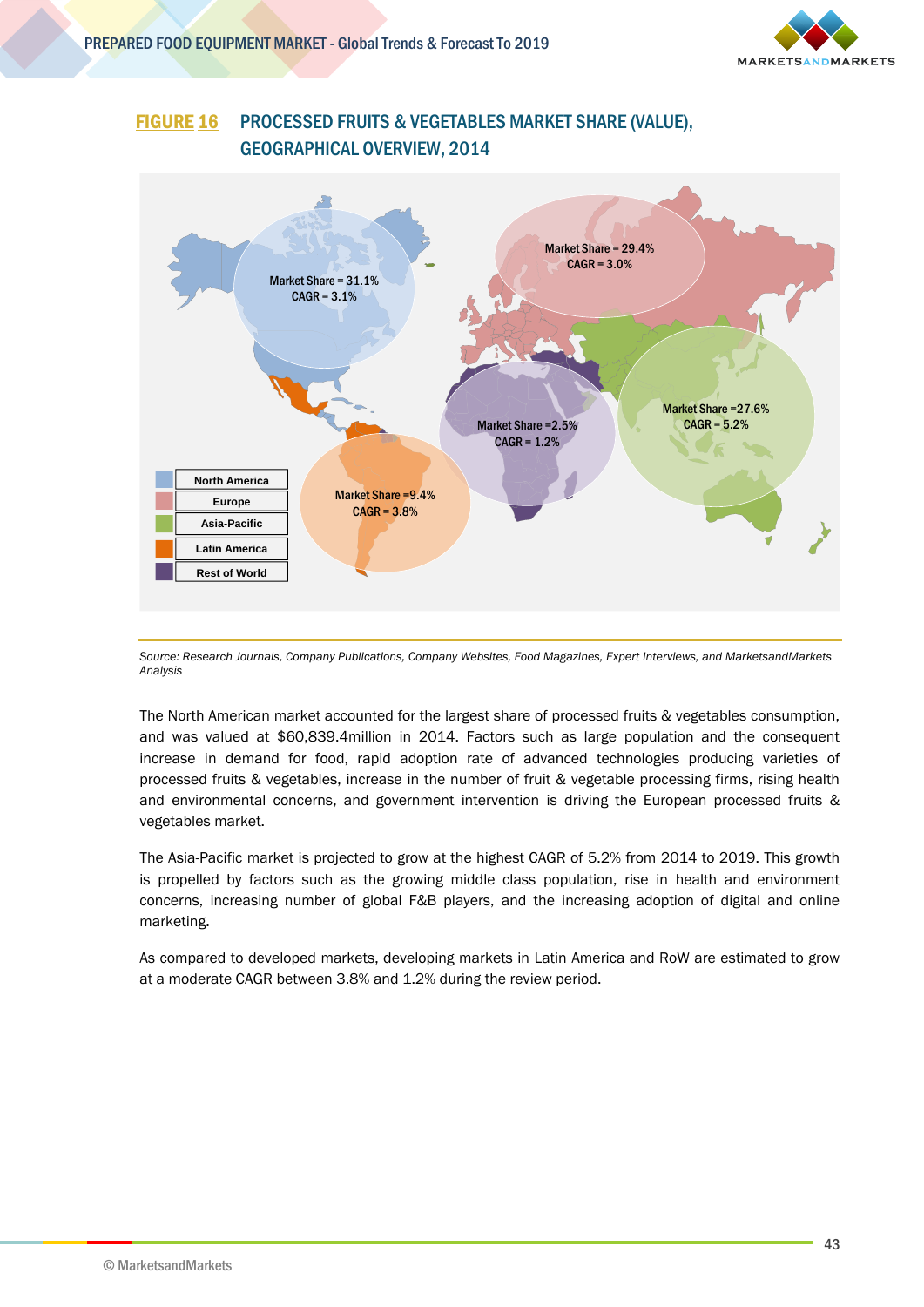**FIGURE 16 PROCESSED FRUITS & VEGETABLES MARKET SHARE (VALUE), GEOGRAPHICAL OVERVIEW, 2014**

| Region | Market Share | CAGR |
|---|---|---|
| North America | 31.1% | 3.1% |
| Europe | 29.4% | 3.0% |
| Asia-Pacific | 27.6% | 5.2% |
| Latin America | 9.4% | 3.8% |
| Rest of World | 2.5% | 1.2% |

*Source: Research Journals, Company Publications, Company Websites, Food Magazines, Expert Interviews, and MarketsandMarkets Analysis*

The North American market accounted for the largest share of processed fruits & vegetables consumption, and was valued at $60,839.4million in 2014. Factors such as large population and the consequent increase in demand for food, rapid adoption rate of advanced technologies producing varieties of processed fruits & vegetables, increase in the number of fruit & vegetable processing firms, rising health and environmental concerns, and government intervention is driving the European processed fruits & vegetables market.

The Asia-Pacific market is projected to grow at the highest CAGR of 5.2% from 2014 to 2019. This growth is propelled by factors such as the growing middle class population, rise in health and environment concerns, increasing number of global F&B players, and the increasing adoption of digital and online marketing.

As compared to developed markets, developing markets in Latin America and RoW are estimated to grow at a moderate CAGR between 3.8% and 1.2% during the review period.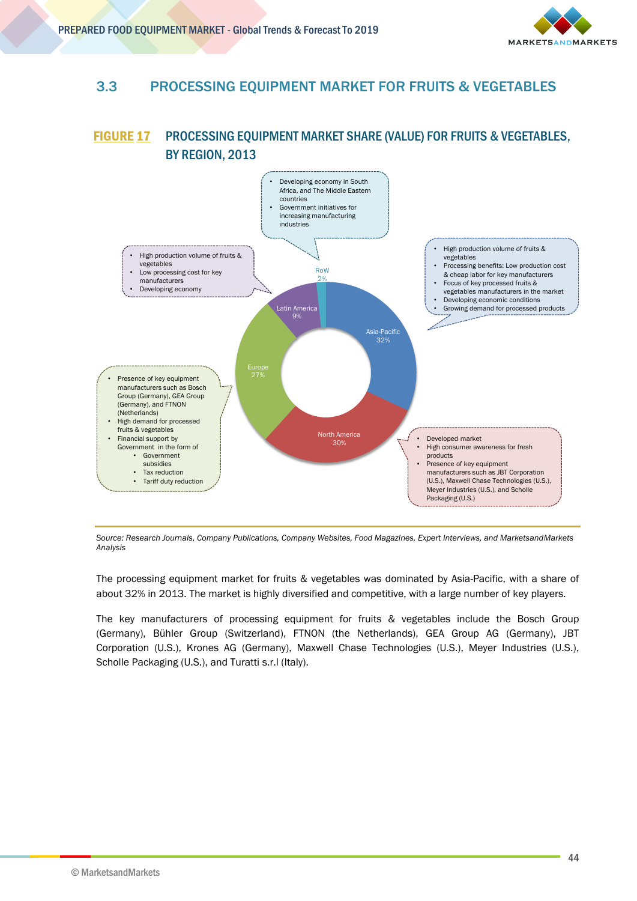## 3.3 PROCESSING EQUIPMENT MARKET FOR FRUITS & VEGETABLES

**FIGURE 17 PROCESSING EQUIPMENT MARKET SHARE (VALUE) FOR FRUITS & VEGETABLES, BY REGION, 2013**

- Developing economy in South Africa, and The Middle Eastern countries
- Government initiatives for increasing manufacturing industries

- High production volume of fruits & vegetables
- Low processing cost for key manufacturers
- Developing economy

- High production volume of fruits & vegetables
- Processing benefits: Low production cost & cheap labor for key manufacturers
- Focus of key processed fruits & vegetables manufacturers in the market
- Developing economic conditions
- Growing demand for processed products

RoW
2%

Latin America
9%

Asia-Pacific
32%

Europe
27%

North America
30%

- Presence of key equipment manufacturers such as Bosch Group (Germany), GEA Group (Germany), and FTNON (Netherlands)
- High demand for processed fruits & vegetables
- Financial support by Government in the form of
  - Government subsidies
  - Tax reduction
  - Tariff duty reduction

- Developed market
- High consumer awareness for fresh products
- Presence of key equipment manufacturers such as JBT Corporation (U.S.), Maxwell Chase Technologies (U.S.), Meyer Industries (U.S.), and Scholle Packaging (U.S.)

*Source: Research Journals, Company Publications, Company Websites, Food Magazines, Expert Interviews, and MarketsandMarkets Analysis*

The processing equipment market for fruits & vegetables was dominated by Asia-Pacific, with a share of about 32% in 2013. The market is highly diversified and competitive, with a large number of key players.

The key manufacturers of processing equipment for fruits & vegetables include the Bosch Group (Germany), Bühler Group (Switzerland), FTNON (the Netherlands), GEA Group AG (Germany), JBT Corporation (U.S.), Krones AG (Germany), Maxwell Chase Technologies (U.S.), Meyer Industries (U.S.), Scholle Packaging (U.S.), and Turatti s.r.l (Italy).